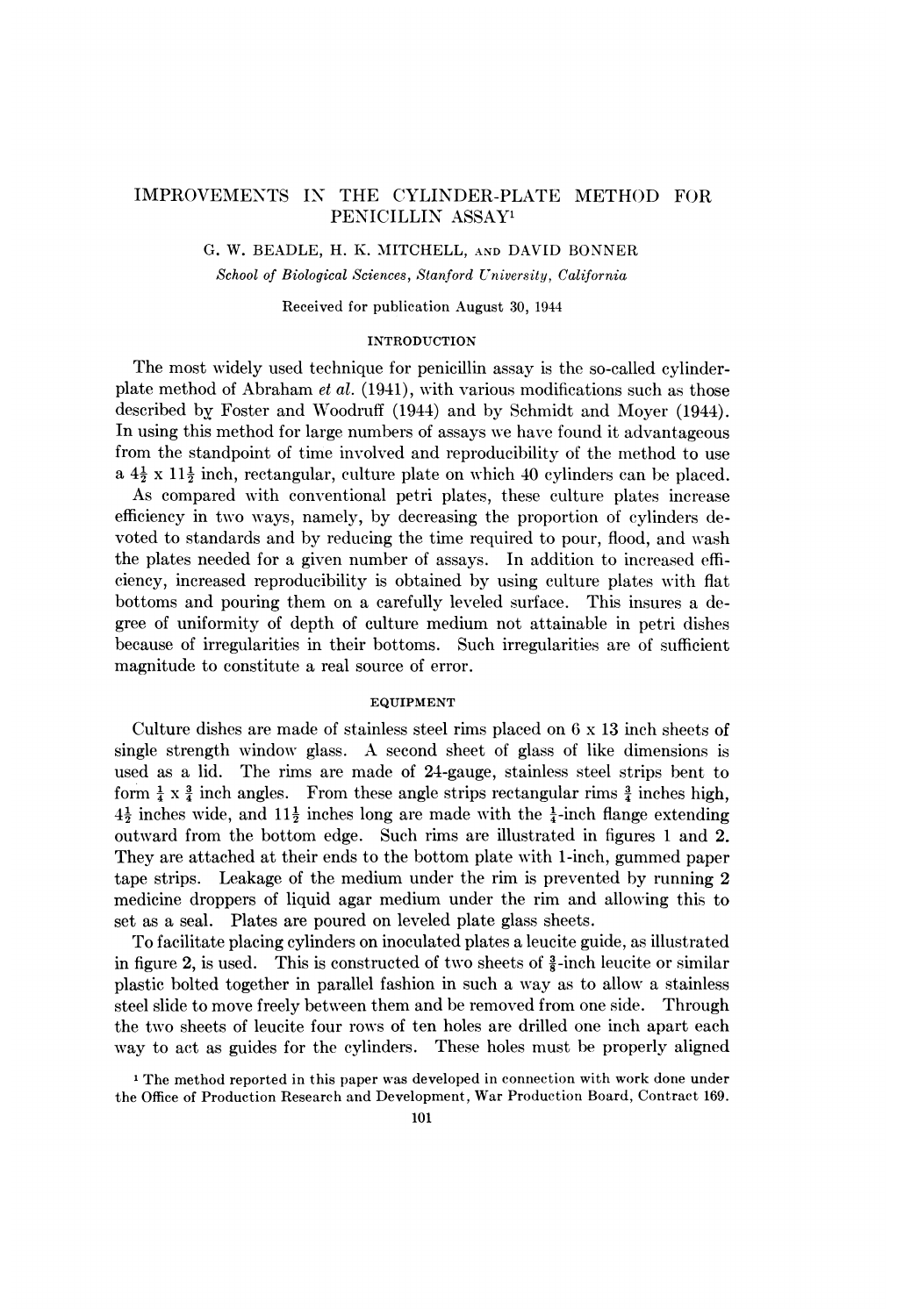# IMPROVEMENTS IN THE CYLINDER-PLATE METHOD FOR PENICILLIN ASSAY[1]

G. W. BEADLE, H. K. MITCHELL, AND DAVID BONNER

*School of Biological Sciences, Stanford University, California*

Received for publication August 30, 1944

## INTRODUCTION

The most widely used technique for penicillin assay is the so-called cylinder-plate method of Abraham *et al.* (1941), with various modifications such as those described by Foster and Woodruff (1944) and by Schmidt and Moyer (1944). In using this method for large numbers of assays we have found it advantageous from the standpoint of time involved and reproducibility of the method to use a $4\frac{1}{2}$ x $11\frac{1}{2}$ inch, rectangular, culture plate on which 40 cylinders can be placed. As compared with conventional petri plates, these culture plates increase efficiency in two ways, namely, by decreasing the proportion of cylinders devoted to standards and by reducing the time required to pour, flood, and wash the plates needed for a given number of assays. In addition to increased efficiency, increased reproducibility is obtained by using culture plates with flat bottoms and pouring them on a carefully leveled surface. This insures a degree of uniformity of depth of culture medium not attainable in petri dishes because of irregularities in their bottoms. Such irregularities are of sufficient magnitude to constitute a real source of error.

## EQUIPMENT

Culture dishes are made of stainless steel rims placed on 6 x 13 inch sheets of single strength window glass. A second sheet of glass of like dimensions is used as a lid. The rims are made of 24-gauge, stainless steel strips bent to form $\frac{1}{4}$ x $\frac{3}{4}$ inch angles. From these angle strips rectangular rims $\frac{3}{4}$ inches high, $4\frac{1}{2}$ inches wide, and $11\frac{1}{2}$ inches long are made with the $\frac{1}{4}$-inch flange extending outward from the bottom edge. Such rims are illustrated in figures 1 and 2. They are attached at their ends to the bottom plate with 1-inch, gummed paper tape strips. Leakage of the medium under the rim is prevented by running 2 medicine droppers of liquid agar medium under the rim and allowing this to set as a seal. Plates are poured on leveled plate glass sheets.

To facilitate placing cylinders on inoculated plates a leucite guide, as illustrated in figure 2, is used. This is constructed of two sheets of $\frac{3}{8}$-inch leucite or similar plastic bolted together in parallel fashion in such a way as to allow a stainless steel slide to move freely between them and be removed from one side. Through the two sheets of leucite four rows of ten holes are drilled one inch apart each way to act as guides for the cylinders. These holes must be properly aligned

[1] The method reported in this paper was developed in connection with work done under the Office of Production Research and Development, War Production Board, Contract 169.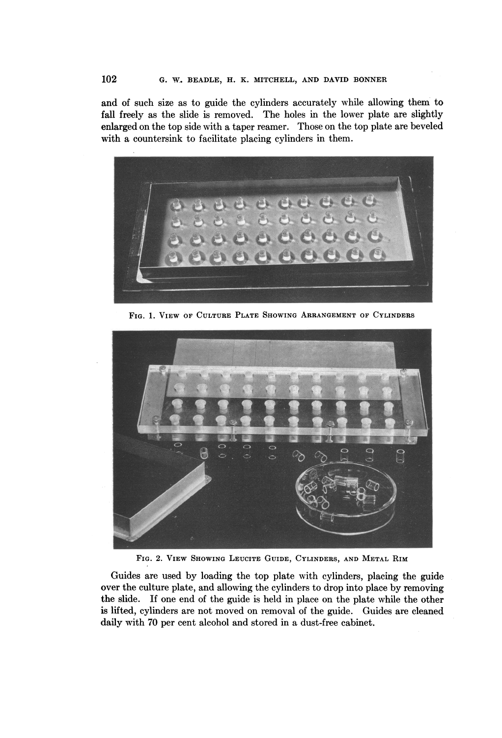and of such size as to guide the cylinders accurately while allowing them to fall freely as the slide is removed. The holes in the lower plate are slightly enlarged on the top side with a taper reamer. Those on the top plate are beveled with a countersink to facilitate placing cylinders in them.

FIG. 1. VIEW OF CULTURE PLATE SHOWING ARRANGEMENT OF CYLINDERS

FIG. 2. VIEW SHOWING LEUCITE GUIDE, CYLINDERS, AND METAL RIM

Guides are used by loading the top plate with cylinders, placing the guide over the culture plate, and allowing the cylinders to drop into place by removing the slide. If one end of the guide is held in place on the plate while the other is lifted, cylinders are not moved on removal of the guide. Guides are cleaned daily with 70 per cent alcohol and stored in a dust-free cabinet.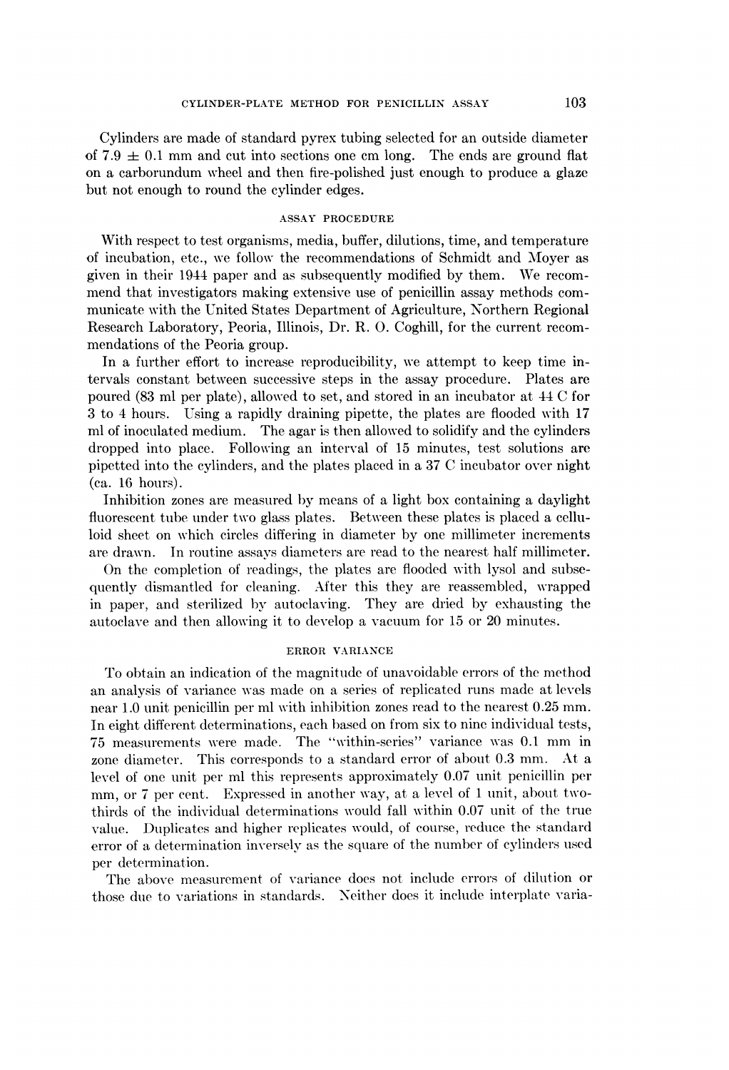Cylinders are made of standard pyrex tubing selected for an outside diameter of 7.9 ± 0.1 mm and cut into sections one cm long. The ends are ground flat on a carborundum wheel and then fire-polished just enough to produce a glaze but not enough to round the cylinder edges.

## ASSAY PROCEDURE

With respect to test organisms, media, buffer, dilutions, time, and temperature of incubation, etc., we follow the recommendations of Schmidt and Moyer as given in their 1944 paper and as subsequently modified by them. We recommend that investigators making extensive use of penicillin assay methods communicate with the United States Department of Agriculture, Northern Regional Research Laboratory, Peoria, Illinois, Dr. R. O. Coghill, for the current recommendations of the Peoria group.

In a further effort to increase reproducibility, we attempt to keep time intervals constant between successive steps in the assay procedure. Plates are poured (83 ml per plate), allowed to set, and stored in an incubator at 44 C for 3 to 4 hours. Using a rapidly draining pipette, the plates are flooded with 17 ml of inoculated medium. The agar is then allowed to solidify and the cylinders dropped into place. Following an interval of 15 minutes, test solutions are pipetted into the cylinders, and the plates placed in a 37 C incubator over night (ca. 16 hours).

Inhibition zones are measured by means of a light box containing a daylight fluorescent tube under two glass plates. Between these plates is placed a celluloid sheet on which circles differing in diameter by one millimeter increments are drawn. In routine assays diameters are read to the nearest half millimeter.

On the completion of readings, the plates are flooded with lysol and subsequently dismantled for cleaning. After this they are reassembled, wrapped in paper, and sterilized by autoclaving. They are dried by exhausting the autoclave and then allowing it to develop a vacuum for 15 or 20 minutes.

## ERROR VARIANCE

To obtain an indication of the magnitude of unavoidable errors of the method an analysis of variance was made on a series of replicated runs made at levels near 1.0 unit penicillin per ml with inhibition zones read to the nearest 0.25 mm. In eight different determinations, each based on from six to nine individual tests, 75 measurements were made. The "within-series" variance was 0.1 mm in zone diameter. This corresponds to a standard error of about 0.3 mm. At a level of one unit per ml this represents approximately 0.07 unit penicillin per mm, or 7 per cent. Expressed in another way, at a level of 1 unit, about two-thirds of the individual determinations would fall within 0.07 unit of the true value. Duplicates and higher replicates would, of course, reduce the standard error of a determination inversely as the square of the number of cylinders used per determination.

The above measurement of variance does not include errors of dilution or those due to variations in standards. Neither does it include interplate varia-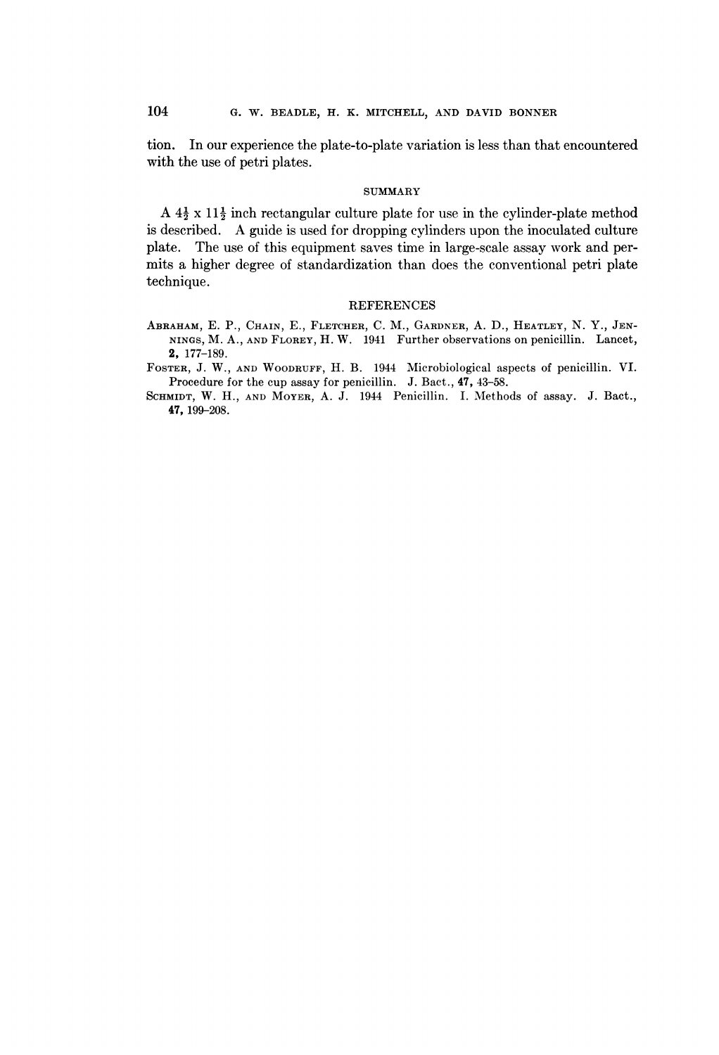tion. In our experience the plate-to-plate variation is less than that encountered with the use of petri plates.

## SUMMARY

A $4\frac{1}{2}$ x $11\frac{1}{2}$ inch rectangular culture plate for use in the cylinder-plate method is described. A guide is used for dropping cylinders upon the inoculated culture plate. The use of this equipment saves time in large-scale assay work and permits a higher degree of standardization than does the conventional petri plate technique.

## REFERENCES

ABRAHAM, E. P., CHAIN, E., FLETCHER, C. M., GARDNER, A. D., HEATLEY, N. Y., JENNINGS, M. A., AND FLOREY, H. W. 1941 Further observations on penicillin. Lancet, **2**, 177–189.

FOSTER, J. W., AND WOODRUFF, H. B. 1944 Microbiological aspects of penicillin. VI. Procedure for the cup assay for penicillin. J. Bact., **47**, 43–58.

SCHMIDT, W. H., AND MOYER, A. J. 1944 Penicillin. I. Methods of assay. J. Bact., **47**, 199–208.